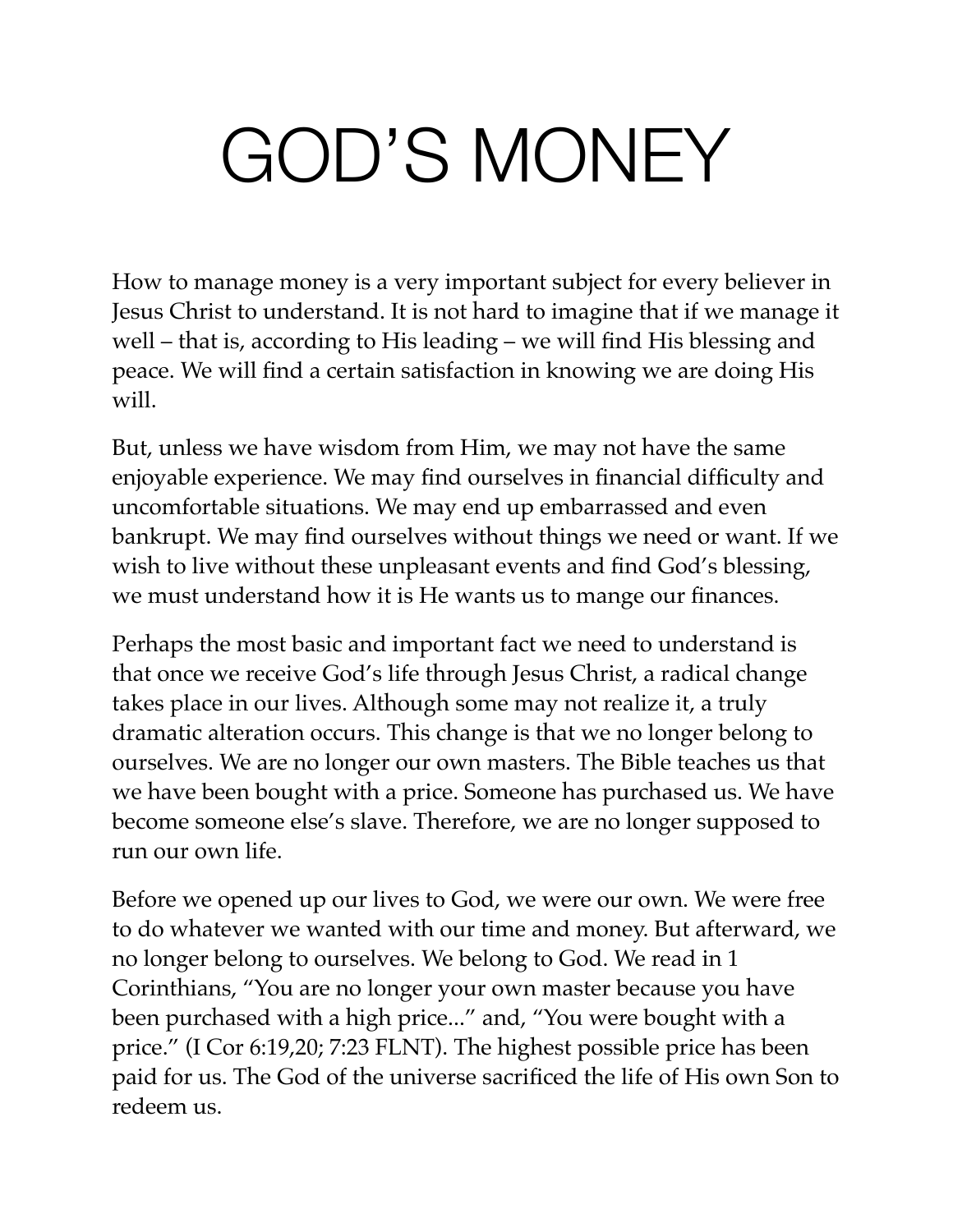# GOD'S MONEY

How to manage money is a very important subject for every believer in Jesus Christ to understand. It is not hard to imagine that if we manage it well – that is, according to His leading – we will find His blessing and peace. We will find a certain satisfaction in knowing we are doing His will.

But, unless we have wisdom from Him, we may not have the same enjoyable experience. We may find ourselves in financial difficulty and uncomfortable situations. We may end up embarrassed and even bankrupt. We may find ourselves without things we need or want. If we wish to live without these unpleasant events and find God's blessing, we must understand how it is He wants us to mange our finances.

Perhaps the most basic and important fact we need to understand is that once we receive God's life through Jesus Christ, a radical change takes place in our lives. Although some may not realize it, a truly dramatic alteration occurs. This change is that we no longer belong to ourselves. We are no longer our own masters. The Bible teaches us that we have been bought with a price. Someone has purchased us. We have become someone else's slave. Therefore, we are no longer supposed to run our own life.

Before we opened up our lives to God, we were our own. We were free to do whatever we wanted with our time and money. But afterward, we no longer belong to ourselves. We belong to God. We read in 1 Corinthians, "You are no longer your own master because you have been purchased with a high price..." and, "You were bought with a price." (I Cor 6:19,20; 7:23 FLNT). The highest possible price has been paid for us. The God of the universe sacrificed the life of His own Son to redeem us.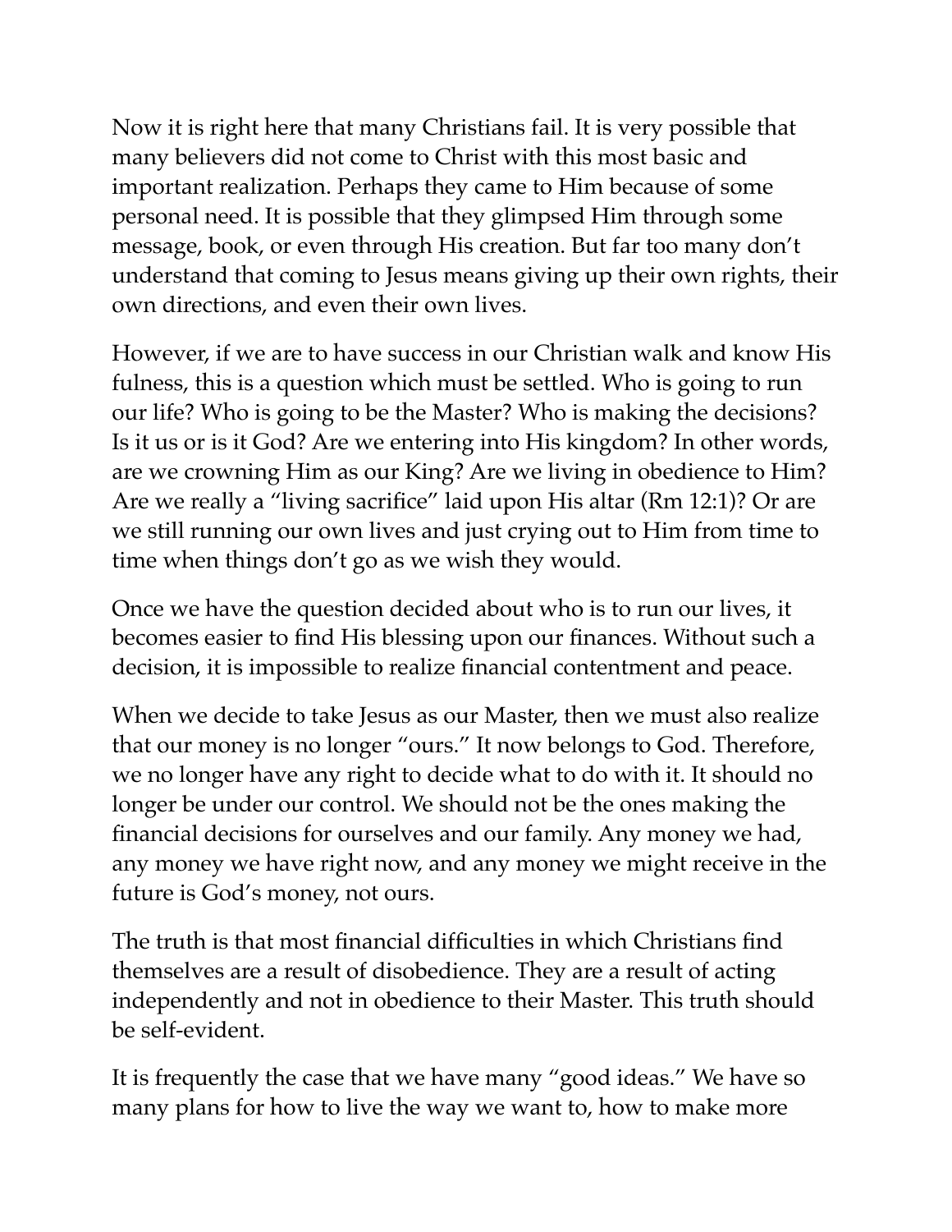Now it is right here that many Christians fail. It is very possible that many believers did not come to Christ with this most basic and important realization. Perhaps they came to Him because of some personal need. It is possible that they glimpsed Him through some message, book, or even through His creation. But far too many don't understand that coming to Jesus means giving up their own rights, their own directions, and even their own lives.

However, if we are to have success in our Christian walk and know His fulness, this is a question which must be settled. Who is going to run our life? Who is going to be the Master? Who is making the decisions? Is it us or is it God? Are we entering into His kingdom? In other words, are we crowning Him as our King? Are we living in obedience to Him? Are we really a "living sacrifice" laid upon His altar (Rm 12:1)? Or are we still running our own lives and just crying out to Him from time to time when things don't go as we wish they would.

Once we have the question decided about who is to run our lives, it becomes easier to find His blessing upon our finances. Without such a decision, it is impossible to realize financial contentment and peace.

When we decide to take Jesus as our Master, then we must also realize that our money is no longer "ours." It now belongs to God. Therefore, we no longer have any right to decide what to do with it. It should no longer be under our control. We should not be the ones making the financial decisions for ourselves and our family. Any money we had, any money we have right now, and any money we might receive in the future is God's money, not ours.

The truth is that most financial difficulties in which Christians find themselves are a result of disobedience. They are a result of acting independently and not in obedience to their Master. This truth should be self-evident.

It is frequently the case that we have many "good ideas." We have so many plans for how to live the way we want to, how to make more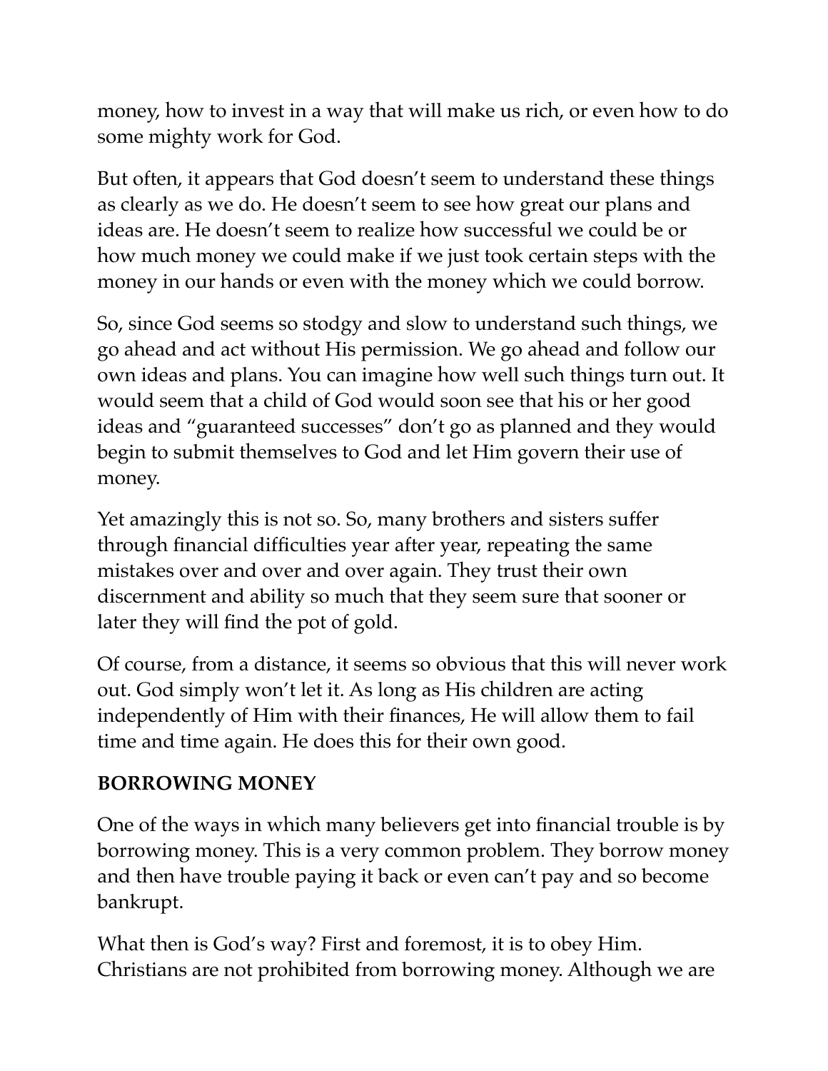money, how to invest in a way that will make us rich, or even how to do some mighty work for God.

But often, it appears that God doesn't seem to understand these things as clearly as we do. He doesn't seem to see how great our plans and ideas are. He doesn't seem to realize how successful we could be or how much money we could make if we just took certain steps with the money in our hands or even with the money which we could borrow.

So, since God seems so stodgy and slow to understand such things, we go ahead and act without His permission. We go ahead and follow our own ideas and plans. You can imagine how well such things turn out. It would seem that a child of God would soon see that his or her good ideas and "guaranteed successes" don't go as planned and they would begin to submit themselves to God and let Him govern their use of money.

Yet amazingly this is not so. So, many brothers and sisters suffer through financial difficulties year after year, repeating the same mistakes over and over and over again. They trust their own discernment and ability so much that they seem sure that sooner or later they will find the pot of gold.

Of course, from a distance, it seems so obvious that this will never work out. God simply won't let it. As long as His children are acting independently of Him with their finances, He will allow them to fail time and time again. He does this for their own good.

**BORROWING MONEY**

One of the ways in which many believers get into financial trouble is by borrowing money. This is a very common problem. They borrow money and then have trouble paying it back or even can't pay and so become bankrupt.

What then is God's way? First and foremost, it is to obey Him. Christians are not prohibited from borrowing money. Although we are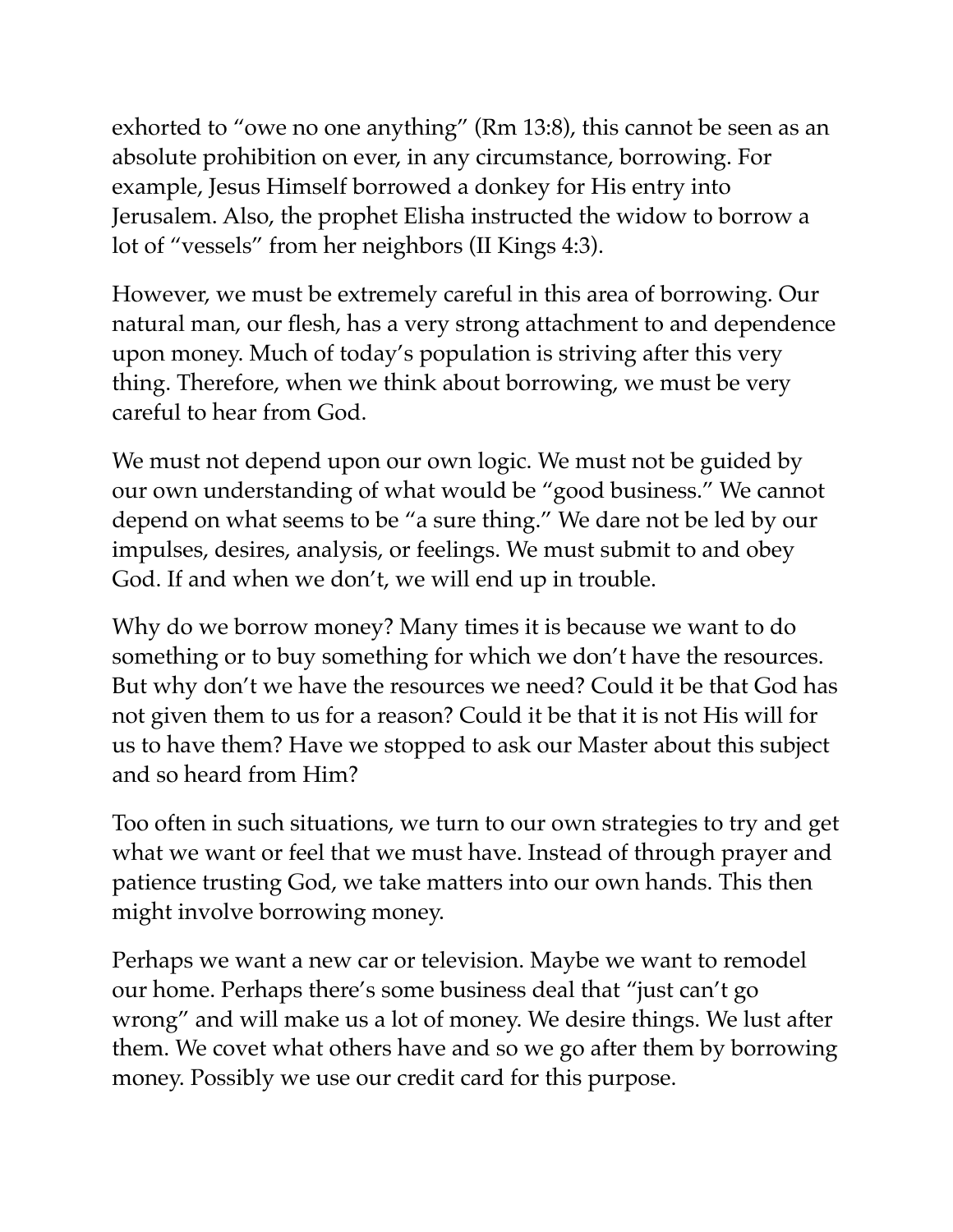exhorted to "owe no one anything" (Rm 13:8), this cannot be seen as an absolute prohibition on ever, in any circumstance, borrowing. For example, Jesus Himself borrowed a donkey for His entry into Jerusalem. Also, the prophet Elisha instructed the widow to borrow a lot of "vessels" from her neighbors (II Kings 4:3).

However, we must be extremely careful in this area of borrowing. Our natural man, our flesh, has a very strong attachment to and dependence upon money. Much of today's population is striving after this very thing. Therefore, when we think about borrowing, we must be very careful to hear from God.

We must not depend upon our own logic. We must not be guided by our own understanding of what would be "good business." We cannot depend on what seems to be "a sure thing." We dare not be led by our impulses, desires, analysis, or feelings. We must submit to and obey God. If and when we don't, we will end up in trouble.

Why do we borrow money? Many times it is because we want to do something or to buy something for which we don't have the resources. But why don't we have the resources we need? Could it be that God has not given them to us for a reason? Could it be that it is not His will for us to have them? Have we stopped to ask our Master about this subject and so heard from Him?

Too often in such situations, we turn to our own strategies to try and get what we want or feel that we must have. Instead of through prayer and patience trusting God, we take matters into our own hands. This then might involve borrowing money.

Perhaps we want a new car or television. Maybe we want to remodel our home. Perhaps there's some business deal that "just can't go wrong" and will make us a lot of money. We desire things. We lust after them. We covet what others have and so we go after them by borrowing money. Possibly we use our credit card for this purpose.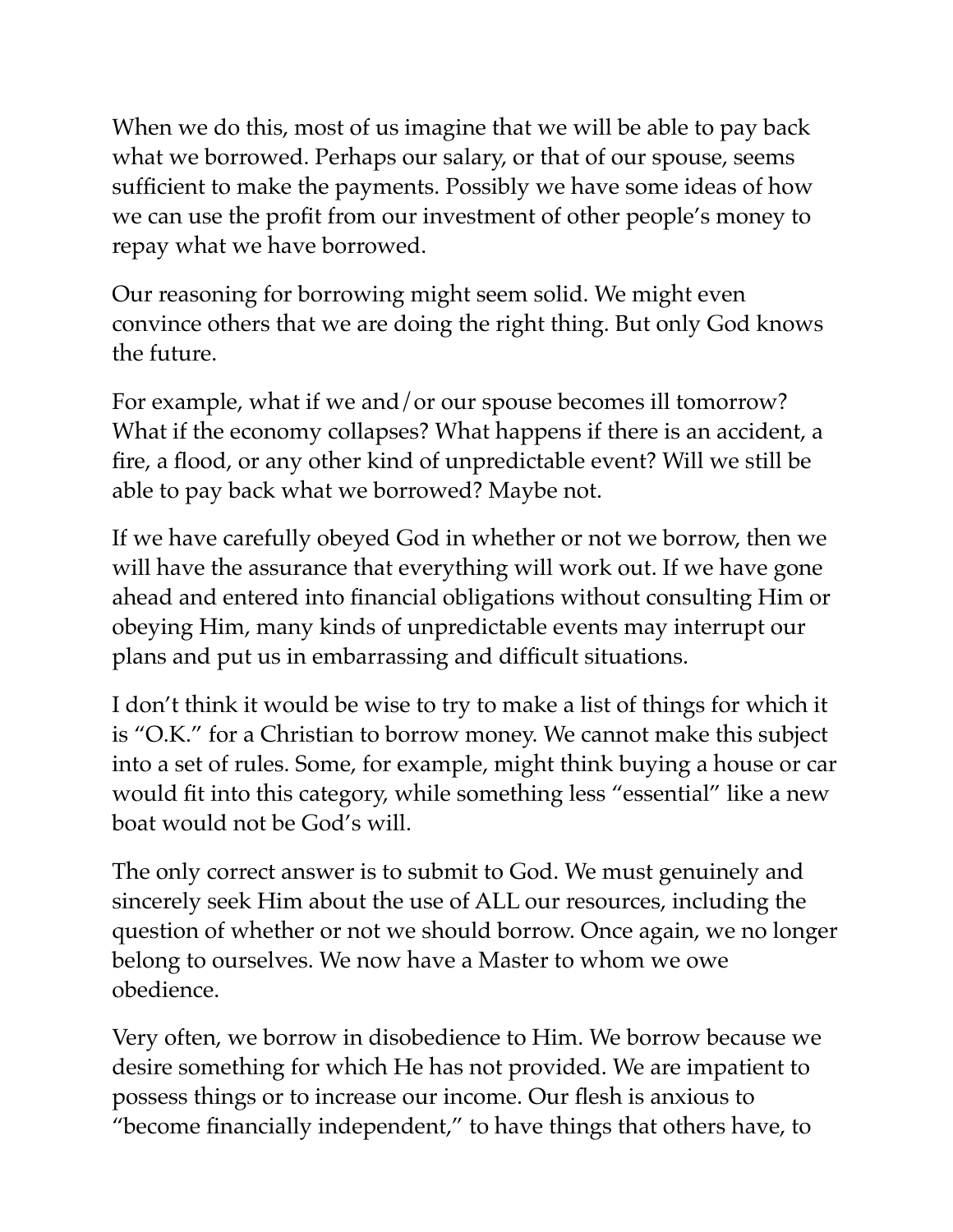When we do this, most of us imagine that we will be able to pay back what we borrowed. Perhaps our salary, or that of our spouse, seems sufficient to make the payments. Possibly we have some ideas of how we can use the profit from our investment of other people's money to repay what we have borrowed.

Our reasoning for borrowing might seem solid. We might even convince others that we are doing the right thing. But only God knows the future.

For example, what if we and/or our spouse becomes ill tomorrow? What if the economy collapses? What happens if there is an accident, a fire, a flood, or any other kind of unpredictable event? Will we still be able to pay back what we borrowed? Maybe not.

If we have carefully obeyed God in whether or not we borrow, then we will have the assurance that everything will work out. If we have gone ahead and entered into financial obligations without consulting Him or obeying Him, many kinds of unpredictable events may interrupt our plans and put us in embarrassing and difficult situations.

I don't think it would be wise to try to make a list of things for which it is "O.K." for a Christian to borrow money. We cannot make this subject into a set of rules. Some, for example, might think buying a house or car would fit into this category, while something less "essential" like a new boat would not be God's will.

The only correct answer is to submit to God. We must genuinely and sincerely seek Him about the use of ALL our resources, including the question of whether or not we should borrow. Once again, we no longer belong to ourselves. We now have a Master to whom we owe obedience.

Very often, we borrow in disobedience to Him. We borrow because we desire something for which He has not provided. We are impatient to possess things or to increase our income. Our flesh is anxious to "become financially independent," to have things that others have, to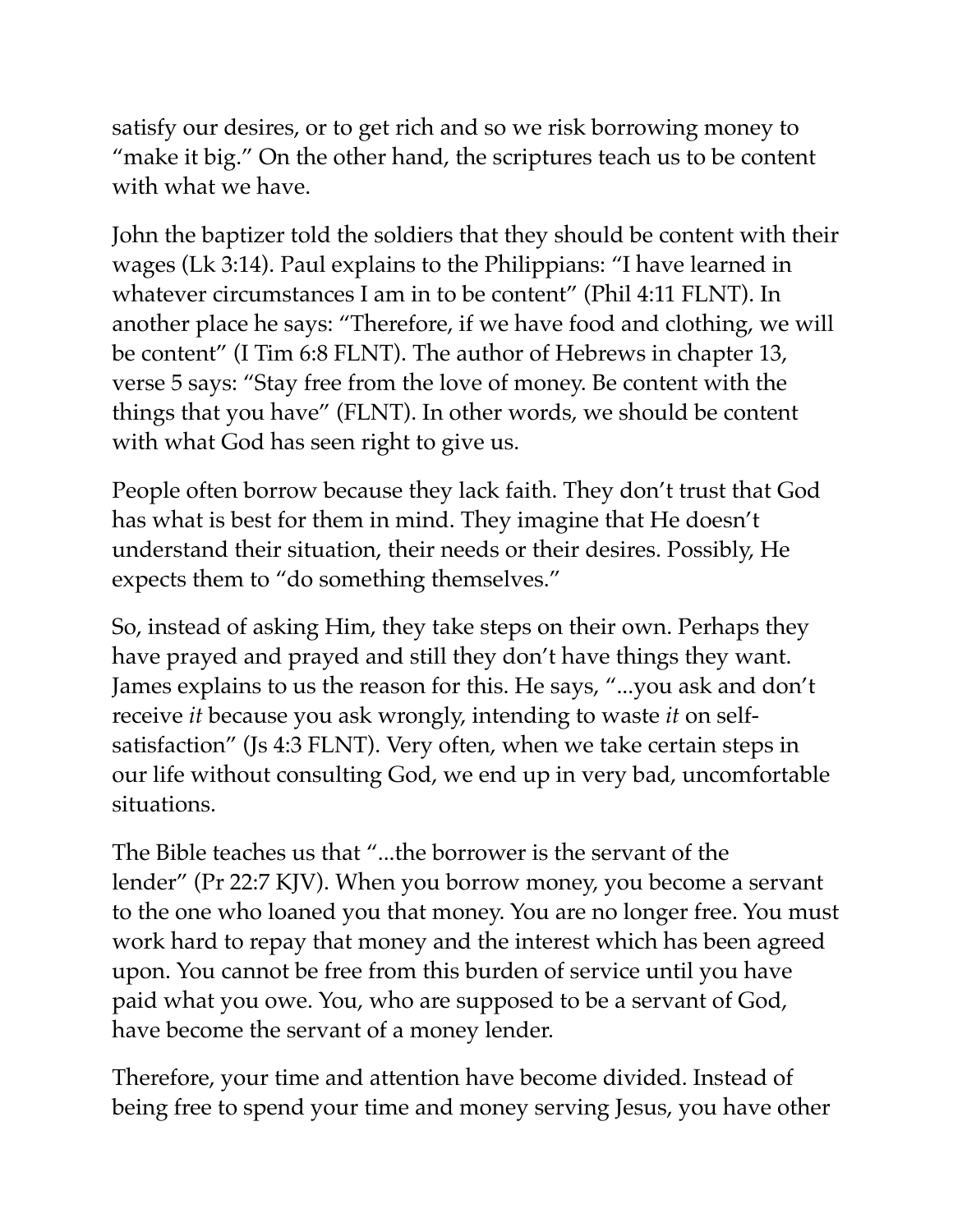satisfy our desires, or to get rich and so we risk borrowing money to "make it big." On the other hand, the scriptures teach us to be content with what we have.

John the baptizer told the soldiers that they should be content with their wages (Lk 3:14). Paul explains to the Philippians: "I have learned in whatever circumstances I am in to be content" (Phil 4:11 FLNT). In another place he says: "Therefore, if we have food and clothing, we will be content" (I Tim 6:8 FLNT). The author of Hebrews in chapter 13, verse 5 says: "Stay free from the love of money. Be content with the things that you have" (FLNT). In other words, we should be content with what God has seen right to give us.

People often borrow because they lack faith. They don't trust that God has what is best for them in mind. They imagine that He doesn't understand their situation, their needs or their desires. Possibly, He expects them to "do something themselves."

So, instead of asking Him, they take steps on their own. Perhaps they have prayed and prayed and still they don't have things they want. James explains to us the reason for this. He says, "...you ask and don't receive *it* because you ask wrongly, intending to waste *it* on self-satisfaction" (Js 4:3 FLNT). Very often, when we take certain steps in our life without consulting God, we end up in very bad, uncomfortable situations.

The Bible teaches us that "...the borrower is the servant of the lender" (Pr 22:7 KJV). When you borrow money, you become a servant to the one who loaned you that money. You are no longer free. You must work hard to repay that money and the interest which has been agreed upon. You cannot be free from this burden of service until you have paid what you owe. You, who are supposed to be a servant of God, have become the servant of a money lender.

Therefore, your time and attention have become divided. Instead of being free to spend your time and money serving Jesus, you have other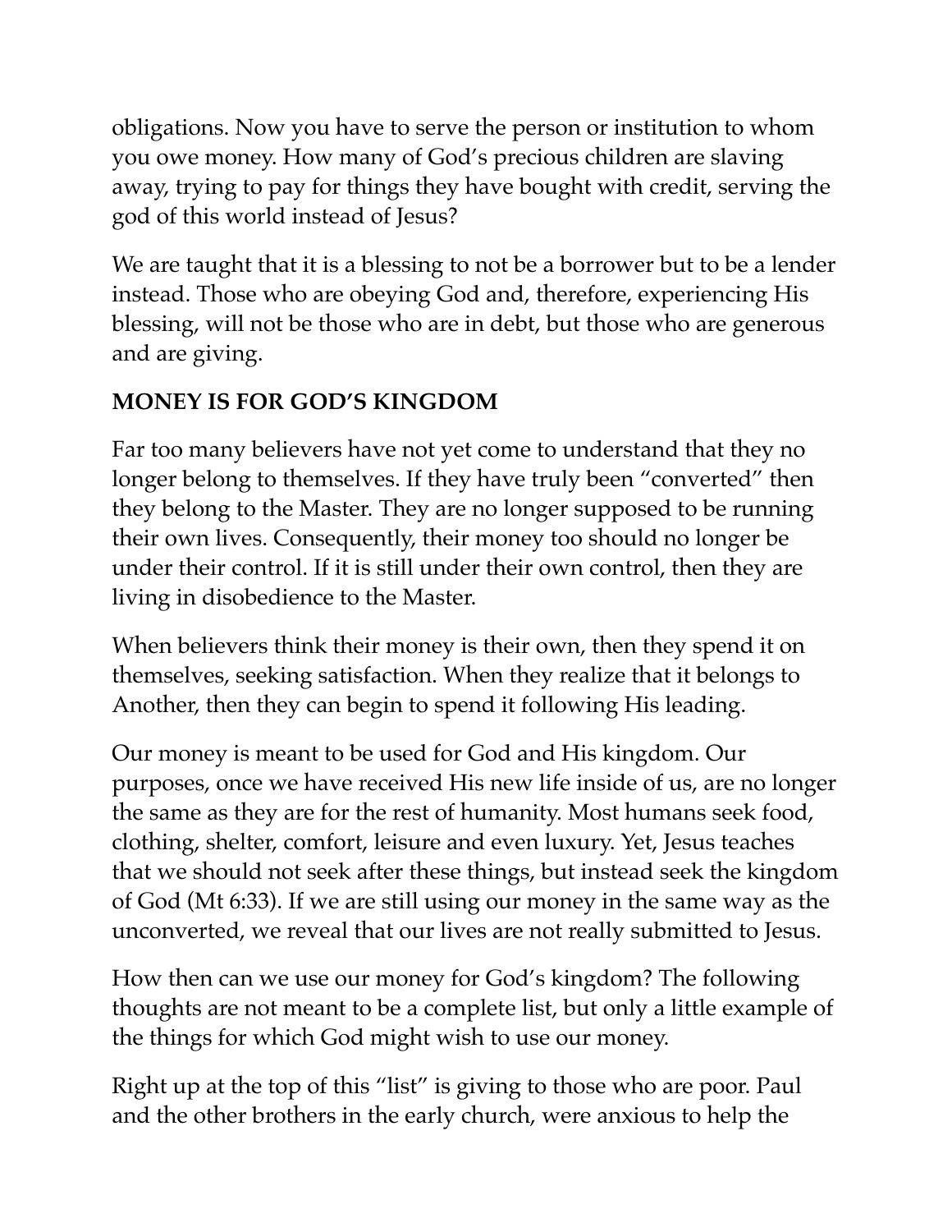obligations. Now you have to serve the person or institution to whom you owe money. How many of God's precious children are slaving away, trying to pay for things they have bought with credit, serving the god of this world instead of Jesus?

We are taught that it is a blessing to not be a borrower but to be a lender instead. Those who are obeying God and, therefore, experiencing His blessing, will not be those who are in debt, but those who are generous and are giving.

## MONEY IS FOR GOD'S KINGDOM

Far too many believers have not yet come to understand that they no longer belong to themselves. If they have truly been "converted" then they belong to the Master. They are no longer supposed to be running their own lives. Consequently, their money too should no longer be under their control. If it is still under their own control, then they are living in disobedience to the Master.

When believers think their money is their own, then they spend it on themselves, seeking satisfaction. When they realize that it belongs to Another, then they can begin to spend it following His leading.

Our money is meant to be used for God and His kingdom. Our purposes, once we have received His new life inside of us, are no longer the same as they are for the rest of humanity. Most humans seek food, clothing, shelter, comfort, leisure and even luxury. Yet, Jesus teaches that we should not seek after these things, but instead seek the kingdom of God (Mt 6:33). If we are still using our money in the same way as the unconverted, we reveal that our lives are not really submitted to Jesus.

How then can we use our money for God's kingdom? The following thoughts are not meant to be a complete list, but only a little example of the things for which God might wish to use our money.

Right up at the top of this "list" is giving to those who are poor. Paul and the other brothers in the early church, were anxious to help the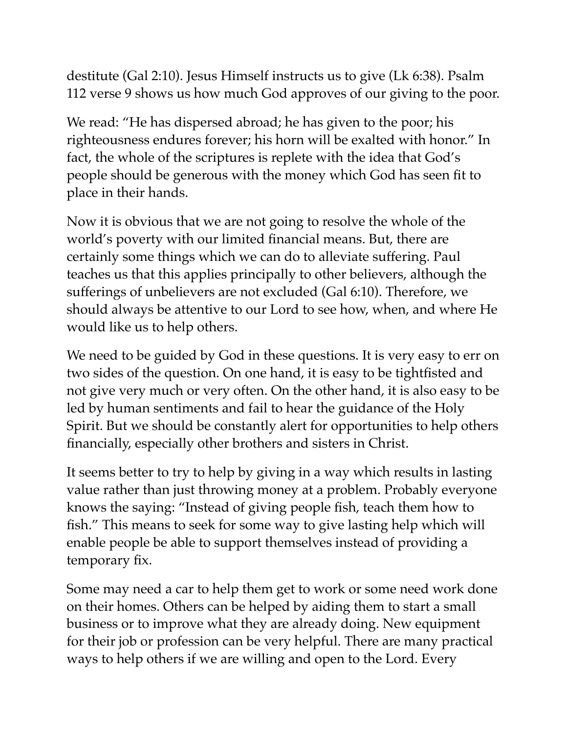destitute (Gal 2:10). Jesus Himself instructs us to give (Lk 6:38). Psalm 112 verse 9 shows us how much God approves of our giving to the poor.

We read: “He has dispersed abroad; he has given to the poor; his righteousness endures forever; his horn will be exalted with honor.” In fact, the whole of the scriptures is replete with the idea that God’s people should be generous with the money which God has seen fit to place in their hands.

Now it is obvious that we are not going to resolve the whole of the world’s poverty with our limited financial means. But, there are certainly some things which we can do to alleviate suffering. Paul teaches us that this applies principally to other believers, although the sufferings of unbelievers are not excluded (Gal 6:10). Therefore, we should always be attentive to our Lord to see how, when, and where He would like us to help others.

We need to be guided by God in these questions. It is very easy to err on two sides of the question. On one hand, it is easy to be tightfisted and not give very much or very often. On the other hand, it is also easy to be led by human sentiments and fail to hear the guidance of the Holy Spirit. But we should be constantly alert for opportunities to help others financially, especially other brothers and sisters in Christ.

It seems better to try to help by giving in a way which results in lasting value rather than just throwing money at a problem. Probably everyone knows the saying: “Instead of giving people fish, teach them how to fish.” This means to seek for some way to give lasting help which will enable people be able to support themselves instead of providing a temporary fix.

Some may need a car to help them get to work or some need work done on their homes. Others can be helped by aiding them to start a small business or to improve what they are already doing. New equipment for their job or profession can be very helpful. There are many practical ways to help others if we are willing and open to the Lord. Every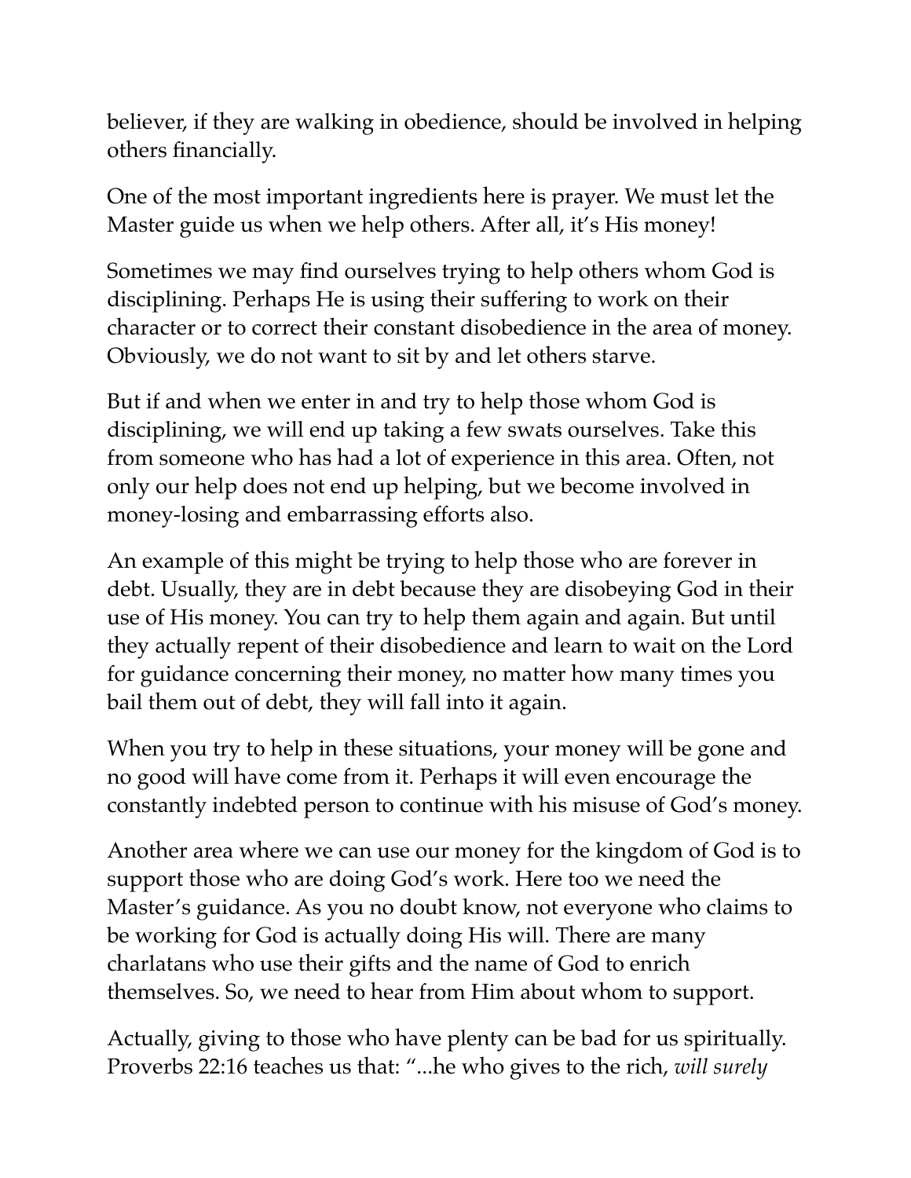believer, if they are walking in obedience, should be involved in helping others financially.

One of the most important ingredients here is prayer. We must let the Master guide us when we help others. After all, it's His money!

Sometimes we may find ourselves trying to help others whom God is disciplining. Perhaps He is using their suffering to work on their character or to correct their constant disobedience in the area of money. Obviously, we do not want to sit by and let others starve.

But if and when we enter in and try to help those whom God is disciplining, we will end up taking a few swats ourselves. Take this from someone who has had a lot of experience in this area. Often, not only our help does not end up helping, but we become involved in money-losing and embarrassing efforts also.

An example of this might be trying to help those who are forever in debt. Usually, they are in debt because they are disobeying God in their use of His money. You can try to help them again and again. But until they actually repent of their disobedience and learn to wait on the Lord for guidance concerning their money, no matter how many times you bail them out of debt, they will fall into it again.

When you try to help in these situations, your money will be gone and no good will have come from it. Perhaps it will even encourage the constantly indebted person to continue with his misuse of God's money.

Another area where we can use our money for the kingdom of God is to support those who are doing God's work. Here too we need the Master's guidance. As you no doubt know, not everyone who claims to be working for God is actually doing His will. There are many charlatans who use their gifts and the name of God to enrich themselves. So, we need to hear from Him about whom to support.

Actually, giving to those who have plenty can be bad for us spiritually. Proverbs 22:16 teaches us that: "...he who gives to the rich, *will surely*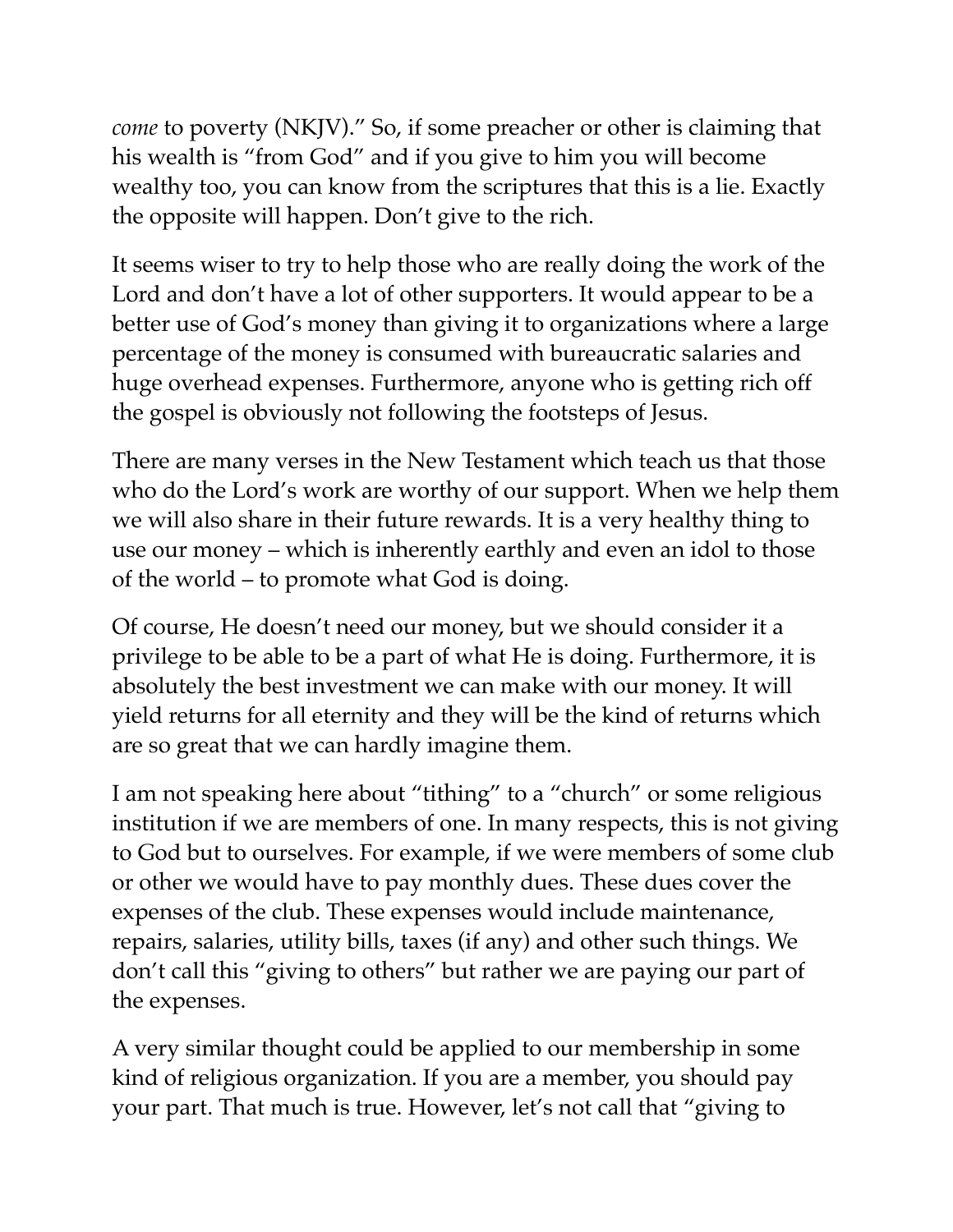*come* to poverty (NKJV)." So, if some preacher or other is claiming that his wealth is "from God" and if you give to him you will become wealthy too, you can know from the scriptures that this is a lie. Exactly the opposite will happen. Don't give to the rich.

It seems wiser to try to help those who are really doing the work of the Lord and don't have a lot of other supporters. It would appear to be a better use of God's money than giving it to organizations where a large percentage of the money is consumed with bureaucratic salaries and huge overhead expenses. Furthermore, anyone who is getting rich off the gospel is obviously not following the footsteps of Jesus.

There are many verses in the New Testament which teach us that those who do the Lord's work are worthy of our support. When we help them we will also share in their future rewards. It is a very healthy thing to use our money – which is inherently earthly and even an idol to those of the world – to promote what God is doing.

Of course, He doesn't need our money, but we should consider it a privilege to be able to be a part of what He is doing. Furthermore, it is absolutely the best investment we can make with our money. It will yield returns for all eternity and they will be the kind of returns which are so great that we can hardly imagine them.

I am not speaking here about "tithing" to a "church" or some religious institution if we are members of one. In many respects, this is not giving to God but to ourselves. For example, if we were members of some club or other we would have to pay monthly dues. These dues cover the expenses of the club. These expenses would include maintenance, repairs, salaries, utility bills, taxes (if any) and other such things. We don't call this "giving to others" but rather we are paying our part of the expenses.

A very similar thought could be applied to our membership in some kind of religious organization. If you are a member, you should pay your part. That much is true. However, let's not call that "giving to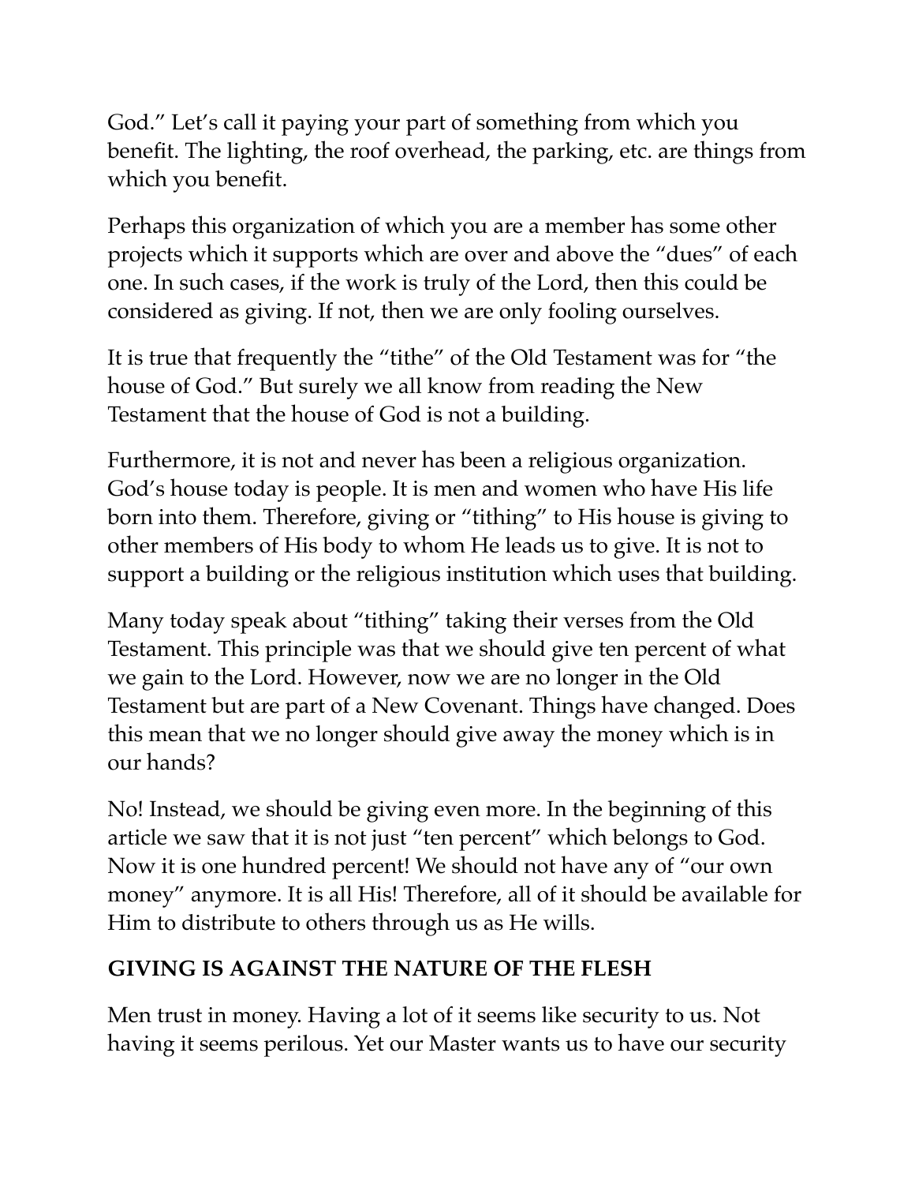God." Let's call it paying your part of something from which you benefit. The lighting, the roof overhead, the parking, etc. are things from which you benefit.

Perhaps this organization of which you are a member has some other projects which it supports which are over and above the "dues" of each one. In such cases, if the work is truly of the Lord, then this could be considered as giving. If not, then we are only fooling ourselves.

It is true that frequently the "tithe" of the Old Testament was for "the house of God." But surely we all know from reading the New Testament that the house of God is not a building.

Furthermore, it is not and never has been a religious organization. God's house today is people. It is men and women who have His life born into them. Therefore, giving or "tithing" to His house is giving to other members of His body to whom He leads us to give. It is not to support a building or the religious institution which uses that building.

Many today speak about "tithing" taking their verses from the Old Testament. This principle was that we should give ten percent of what we gain to the Lord. However, now we are no longer in the Old Testament but are part of a New Covenant. Things have changed. Does this mean that we no longer should give away the money which is in our hands?

No! Instead, we should be giving even more. In the beginning of this article we saw that it is not just "ten percent" which belongs to God. Now it is one hundred percent! We should not have any of "our own money" anymore. It is all His! Therefore, all of it should be available for Him to distribute to others through us as He wills.

## GIVING IS AGAINST THE NATURE OF THE FLESH

Men trust in money. Having a lot of it seems like security to us. Not having it seems perilous. Yet our Master wants us to have our security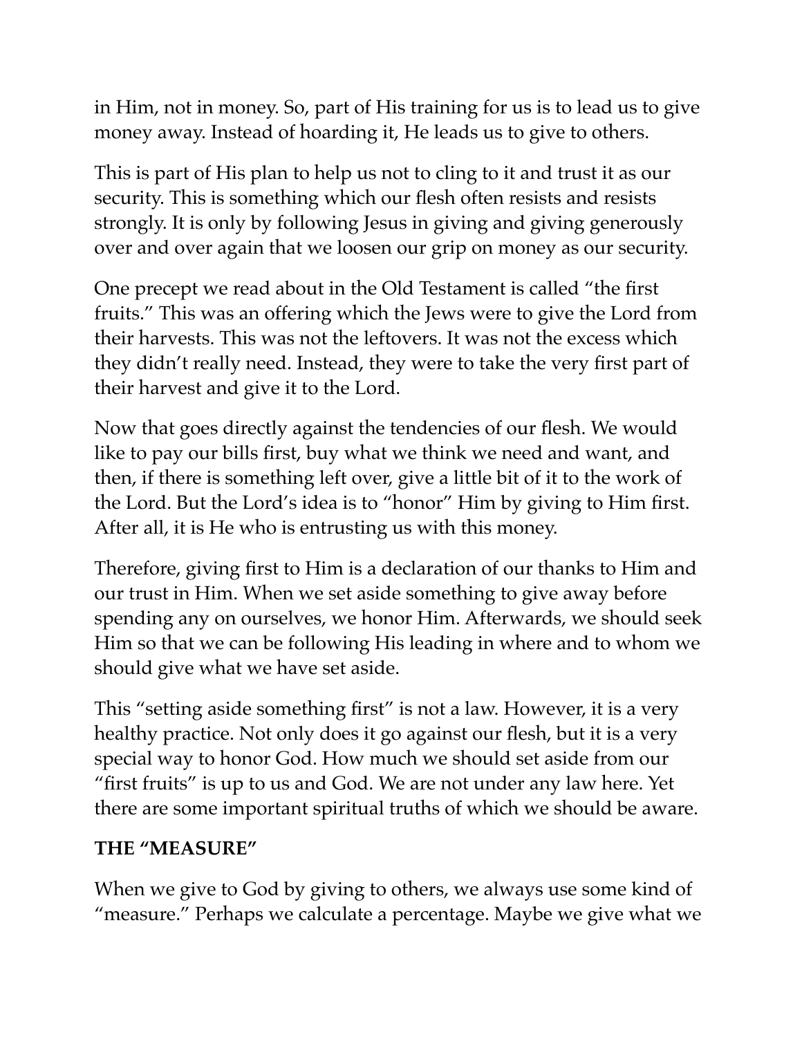in Him, not in money. So, part of His training for us is to lead us to give money away. Instead of hoarding it, He leads us to give to others.

This is part of His plan to help us not to cling to it and trust it as our security. This is something which our flesh often resists and resists strongly. It is only by following Jesus in giving and giving generously over and over again that we loosen our grip on money as our security.

One precept we read about in the Old Testament is called "the first fruits." This was an offering which the Jews were to give the Lord from their harvests. This was not the leftovers. It was not the excess which they didn't really need. Instead, they were to take the very first part of their harvest and give it to the Lord.

Now that goes directly against the tendencies of our flesh. We would like to pay our bills first, buy what we think we need and want, and then, if there is something left over, give a little bit of it to the work of the Lord. But the Lord's idea is to "honor" Him by giving to Him first. After all, it is He who is entrusting us with this money.

Therefore, giving first to Him is a declaration of our thanks to Him and our trust in Him. When we set aside something to give away before spending any on ourselves, we honor Him. Afterwards, we should seek Him so that we can be following His leading in where and to whom we should give what we have set aside.

This "setting aside something first" is not a law. However, it is a very healthy practice. Not only does it go against our flesh, but it is a very special way to honor God. How much we should set aside from our "first fruits" is up to us and God. We are not under any law here. Yet there are some important spiritual truths of which we should be aware.

**THE "MEASURE"**

When we give to God by giving to others, we always use some kind of "measure." Perhaps we calculate a percentage. Maybe we give what we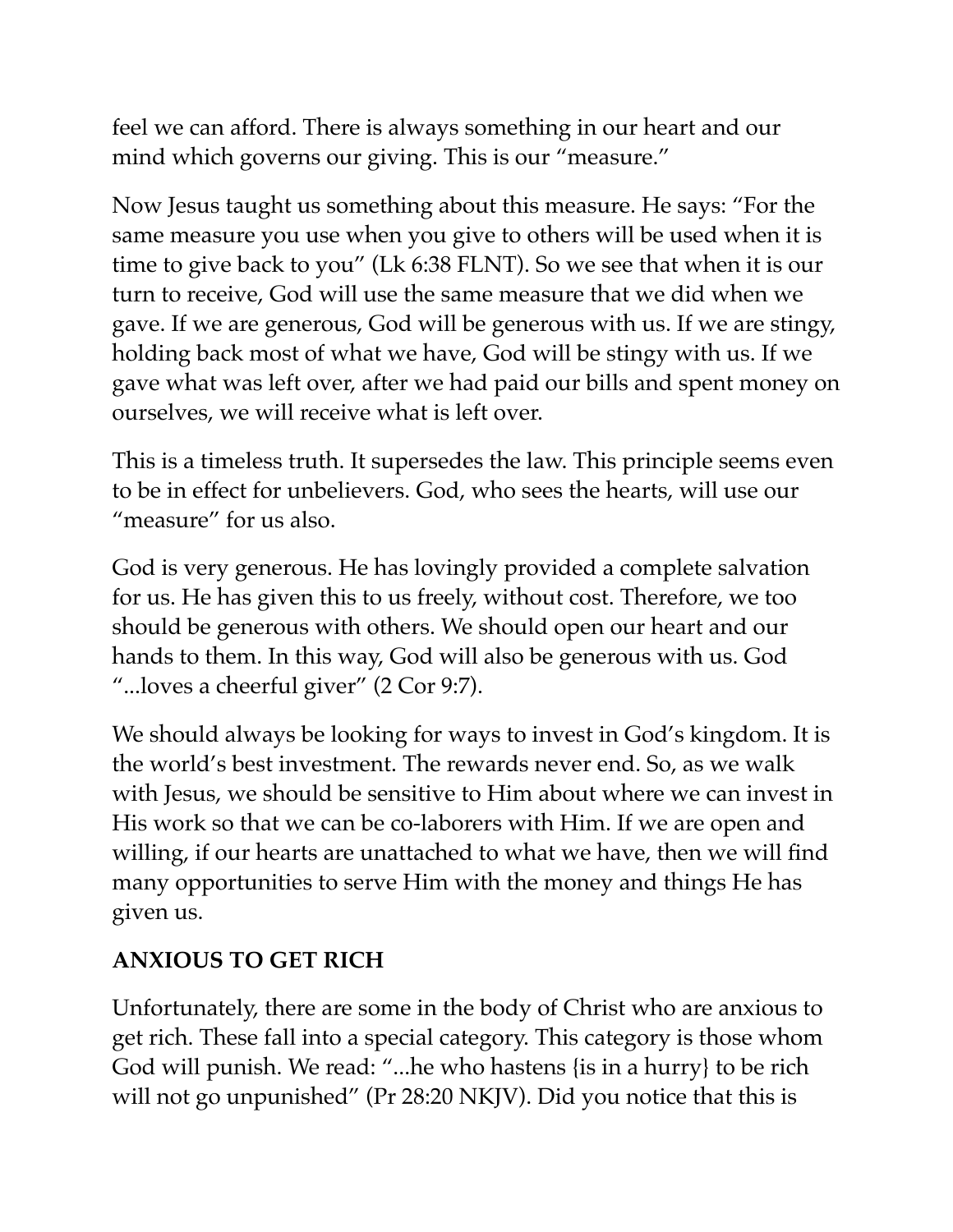feel we can afford. There is always something in our heart and our mind which governs our giving. This is our "measure."

Now Jesus taught us something about this measure. He says: "For the same measure you use when you give to others will be used when it is time to give back to you" (Lk 6:38 FLNT). So we see that when it is our turn to receive, God will use the same measure that we did when we gave. If we are generous, God will be generous with us. If we are stingy, holding back most of what we have, God will be stingy with us. If we gave what was left over, after we had paid our bills and spent money on ourselves, we will receive what is left over.

This is a timeless truth. It supersedes the law. This principle seems even to be in effect for unbelievers. God, who sees the hearts, will use our "measure" for us also.

God is very generous. He has lovingly provided a complete salvation for us. He has given this to us freely, without cost. Therefore, we too should be generous with others. We should open our heart and our hands to them. In this way, God will also be generous with us. God "...loves a cheerful giver" (2 Cor 9:7).

We should always be looking for ways to invest in God's kingdom. It is the world's best investment. The rewards never end. So, as we walk with Jesus, we should be sensitive to Him about where we can invest in His work so that we can be co-laborers with Him. If we are open and willing, if our hearts are unattached to what we have, then we will find many opportunities to serve Him with the money and things He has given us.

## ANXIOUS TO GET RICH

Unfortunately, there are some in the body of Christ who are anxious to get rich. These fall into a special category. This category is those whom God will punish. We read: "...he who hastens {is in a hurry} to be rich will not go unpunished" (Pr 28:20 NKJV). Did you notice that this is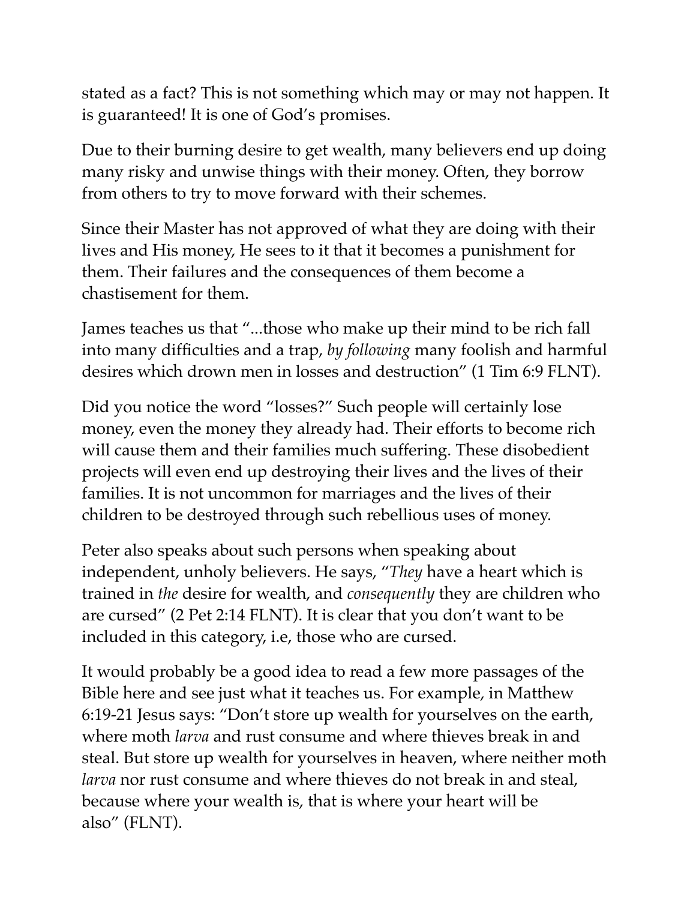stated as a fact? This is not something which may or may not happen. It is guaranteed! It is one of God's promises.

Due to their burning desire to get wealth, many believers end up doing many risky and unwise things with their money. Often, they borrow from others to try to move forward with their schemes.

Since their Master has not approved of what they are doing with their lives and His money, He sees to it that it becomes a punishment for them. Their failures and the consequences of them become a chastisement for them.

James teaches us that "...those who make up their mind to be rich fall into many difficulties and a trap, *by following* many foolish and harmful desires which drown men in losses and destruction" (1 Tim 6:9 FLNT).

Did you notice the word "losses?" Such people will certainly lose money, even the money they already had. Their efforts to become rich will cause them and their families much suffering. These disobedient projects will even end up destroying their lives and the lives of their families. It is not uncommon for marriages and the lives of their children to be destroyed through such rebellious uses of money.

Peter also speaks about such persons when speaking about independent, unholy believers. He says, "*They* have a heart which is trained in *the* desire for wealth, and *consequently* they are children who are cursed" (2 Pet 2:14 FLNT). It is clear that you don't want to be included in this category, i.e, those who are cursed.

It would probably be a good idea to read a few more passages of the Bible here and see just what it teaches us. For example, in Matthew 6:19-21 Jesus says: "Don't store up wealth for yourselves on the earth, where moth *larva* and rust consume and where thieves break in and steal. But store up wealth for yourselves in heaven, where neither moth *larva* nor rust consume and where thieves do not break in and steal, because where your wealth is, that is where your heart will be also" (FLNT).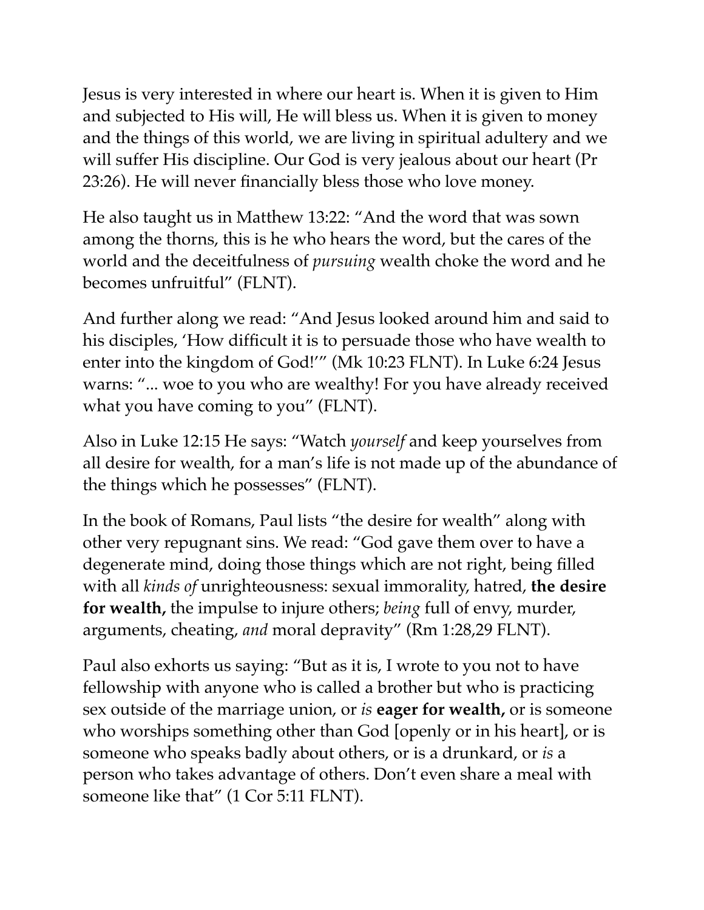Jesus is very interested in where our heart is. When it is given to Him and subjected to His will, He will bless us. When it is given to money and the things of this world, we are living in spiritual adultery and we will suffer His discipline. Our God is very jealous about our heart (Pr 23:26). He will never financially bless those who love money.

He also taught us in Matthew 13:22: "And the word that was sown among the thorns, this is he who hears the word, but the cares of the world and the deceitfulness of *pursuing* wealth choke the word and he becomes unfruitful" (FLNT).

And further along we read: "And Jesus looked around him and said to his disciples, 'How difficult it is to persuade those who have wealth to enter into the kingdom of God!'" (Mk 10:23 FLNT). In Luke 6:24 Jesus warns: "... woe to you who are wealthy! For you have already received what you have coming to you" (FLNT).

Also in Luke 12:15 He says: "Watch *yourself* and keep yourselves from all desire for wealth, for a man's life is not made up of the abundance of the things which he possesses" (FLNT).

In the book of Romans, Paul lists "the desire for wealth" along with other very repugnant sins. We read: "God gave them over to have a degenerate mind, doing those things which are not right, being filled with all *kinds of* unrighteousness: sexual immorality, hatred, **the desire for wealth,** the impulse to injure others; *being* full of envy, murder, arguments, cheating, *and* moral depravity" (Rm 1:28,29 FLNT).

Paul also exhorts us saying: "But as it is, I wrote to you not to have fellowship with anyone who is called a brother but who is practicing sex outside of the marriage union, or *is* **eager for wealth,** or is someone who worships something other than God [openly or in his heart], or is someone who speaks badly about others, or is a drunkard, or *is* a person who takes advantage of others. Don't even share a meal with someone like that" (1 Cor 5:11 FLNT).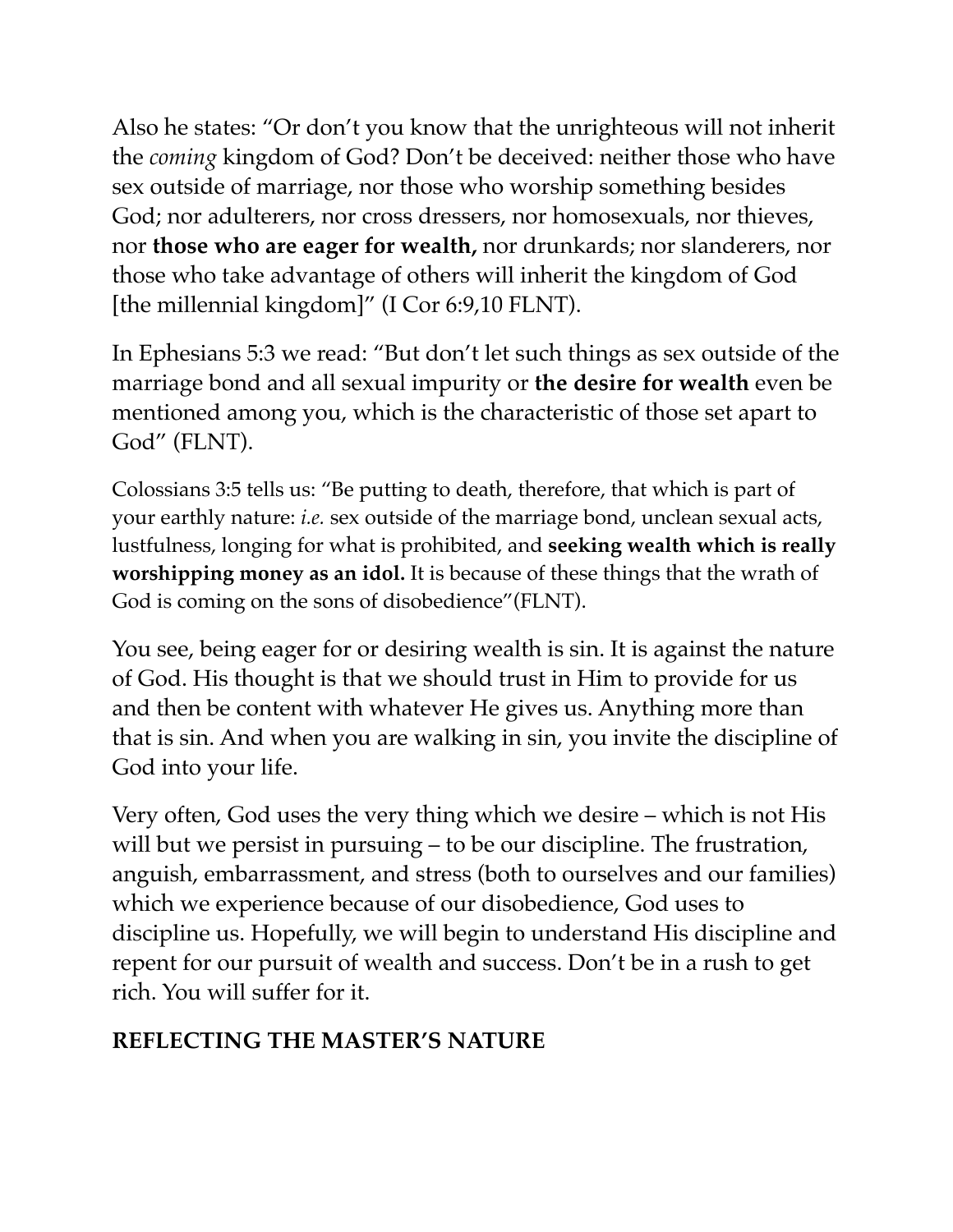Also he states: "Or don't you know that the unrighteous will not inherit the *coming* kingdom of God? Don't be deceived: neither those who have sex outside of marriage, nor those who worship something besides God; nor adulterers, nor cross dressers, nor homosexuals, nor thieves, nor **those who are eager for wealth,** nor drunkards; nor slanderers, nor those who take advantage of others will inherit the kingdom of God [the millennial kingdom]" (I Cor 6:9,10 FLNT).

In Ephesians 5:3 we read: "But don't let such things as sex outside of the marriage bond and all sexual impurity or **the desire for wealth** even be mentioned among you, which is the characteristic of those set apart to God" (FLNT).

Colossians 3:5 tells us: "Be putting to death, therefore, that which is part of your earthly nature: *i.e.* sex outside of the marriage bond, unclean sexual acts, lustfulness, longing for what is prohibited, and **seeking wealth which is really worshipping money as an idol.** It is because of these things that the wrath of God is coming on the sons of disobedience"(FLNT).

You see, being eager for or desiring wealth is sin. It is against the nature of God. His thought is that we should trust in Him to provide for us and then be content with whatever He gives us. Anything more than that is sin. And when you are walking in sin, you invite the discipline of God into your life.

Very often, God uses the very thing which we desire – which is not His will but we persist in pursuing – to be our discipline. The frustration, anguish, embarrassment, and stress (both to ourselves and our families) which we experience because of our disobedience, God uses to discipline us. Hopefully, we will begin to understand His discipline and repent for our pursuit of wealth and success. Don't be in a rush to get rich. You will suffer for it.

## REFLECTING THE MASTER'S NATURE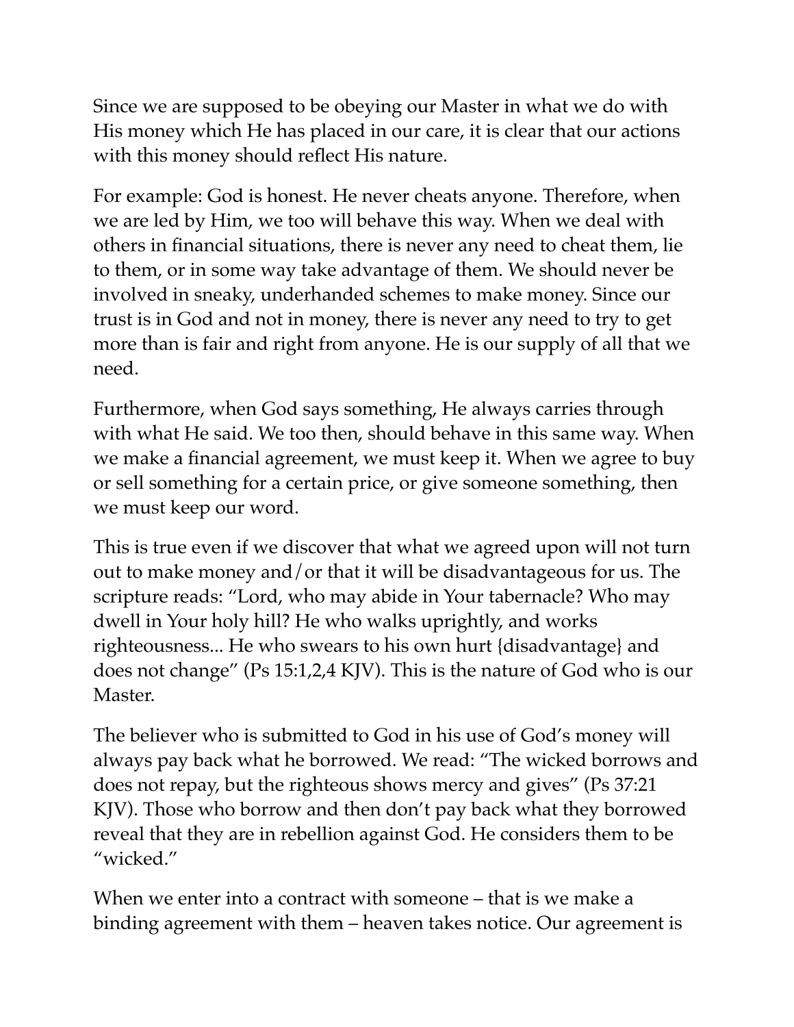Since we are supposed to be obeying our Master in what we do with His money which He has placed in our care, it is clear that our actions with this money should reflect His nature.

For example: God is honest. He never cheats anyone. Therefore, when we are led by Him, we too will behave this way. When we deal with others in financial situations, there is never any need to cheat them, lie to them, or in some way take advantage of them. We should never be involved in sneaky, underhanded schemes to make money. Since our trust is in God and not in money, there is never any need to try to get more than is fair and right from anyone. He is our supply of all that we need.

Furthermore, when God says something, He always carries through with what He said. We too then, should behave in this same way. When we make a financial agreement, we must keep it. When we agree to buy or sell something for a certain price, or give someone something, then we must keep our word.

This is true even if we discover that what we agreed upon will not turn out to make money and/or that it will be disadvantageous for us. The scripture reads: "Lord, who may abide in Your tabernacle? Who may dwell in Your holy hill? He who walks uprightly, and works righteousness... He who swears to his own hurt {disadvantage} and does not change" (Ps 15:1,2,4 KJV). This is the nature of God who is our Master.

The believer who is submitted to God in his use of God's money will always pay back what he borrowed. We read: "The wicked borrows and does not repay, but the righteous shows mercy and gives" (Ps 37:21 KJV). Those who borrow and then don't pay back what they borrowed reveal that they are in rebellion against God. He considers them to be "wicked."

When we enter into a contract with someone – that is we make a binding agreement with them – heaven takes notice. Our agreement is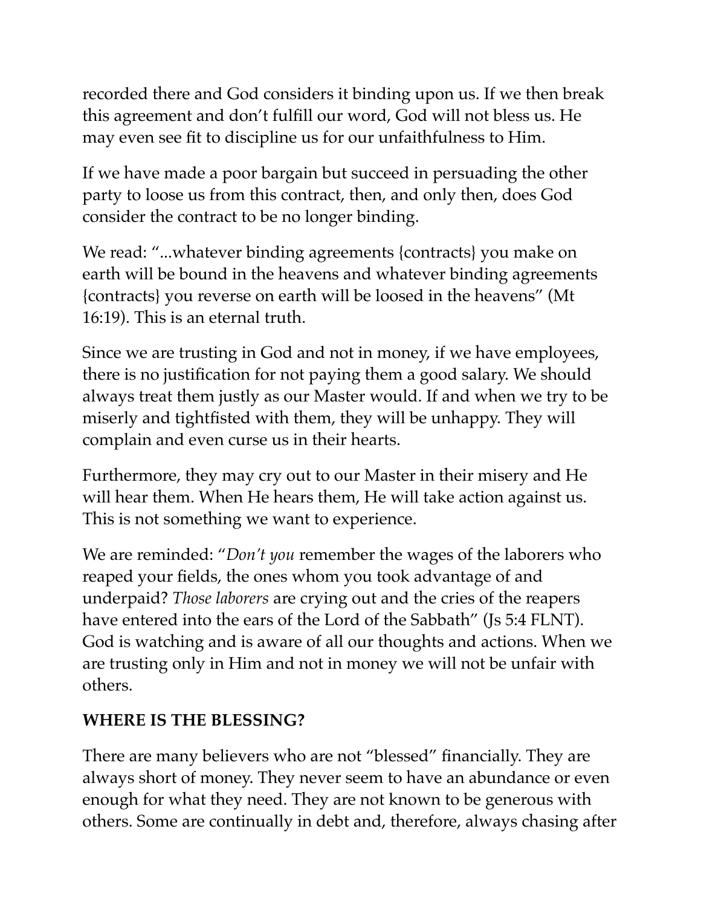recorded there and God considers it binding upon us. If we then break this agreement and don't fulfill our word, God will not bless us. He may even see fit to discipline us for our unfaithfulness to Him.

If we have made a poor bargain but succeed in persuading the other party to loose us from this contract, then, and only then, does God consider the contract to be no longer binding.

We read: "...whatever binding agreements {contracts} you make on earth will be bound in the heavens and whatever binding agreements {contracts} you reverse on earth will be loosed in the heavens" (Mt 16:19). This is an eternal truth.

Since we are trusting in God and not in money, if we have employees, there is no justification for not paying them a good salary. We should always treat them justly as our Master would. If and when we try to be miserly and tightfisted with them, they will be unhappy. They will complain and even curse us in their hearts.

Furthermore, they may cry out to our Master in their misery and He will hear them. When He hears them, He will take action against us. This is not something we want to experience.

We are reminded: "*Don't you* remember the wages of the laborers who reaped your fields, the ones whom you took advantage of and underpaid? *Those laborers* are crying out and the cries of the reapers have entered into the ears of the Lord of the Sabbath" (Js 5:4 FLNT). God is watching and is aware of all our thoughts and actions. When we are trusting only in Him and not in money we will not be unfair with others.

**WHERE IS THE BLESSING?**

There are many believers who are not "blessed" financially. They are always short of money. They never seem to have an abundance or even enough for what they need. They are not known to be generous with others. Some are continually in debt and, therefore, always chasing after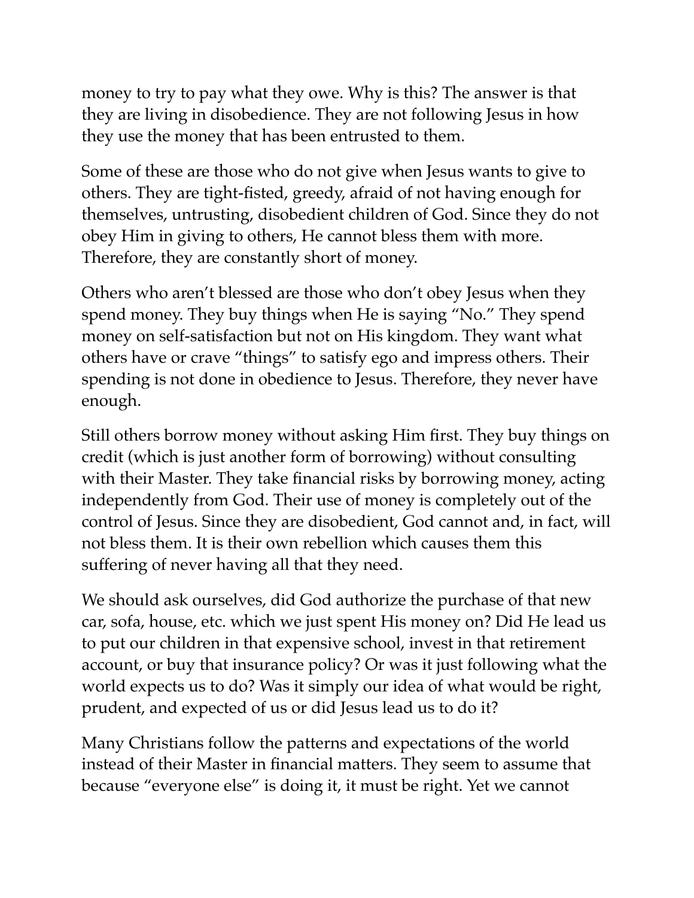money to try to pay what they owe. Why is this? The answer is that they are living in disobedience. They are not following Jesus in how they use the money that has been entrusted to them.

Some of these are those who do not give when Jesus wants to give to others. They are tight-fisted, greedy, afraid of not having enough for themselves, untrusting, disobedient children of God. Since they do not obey Him in giving to others, He cannot bless them with more. Therefore, they are constantly short of money.

Others who aren't blessed are those who don't obey Jesus when they spend money. They buy things when He is saying "No." They spend money on self-satisfaction but not on His kingdom. They want what others have or crave "things" to satisfy ego and impress others. Their spending is not done in obedience to Jesus. Therefore, they never have enough.

Still others borrow money without asking Him first. They buy things on credit (which is just another form of borrowing) without consulting with their Master. They take financial risks by borrowing money, acting independently from God. Their use of money is completely out of the control of Jesus. Since they are disobedient, God cannot and, in fact, will not bless them. It is their own rebellion which causes them this suffering of never having all that they need.

We should ask ourselves, did God authorize the purchase of that new car, sofa, house, etc. which we just spent His money on? Did He lead us to put our children in that expensive school, invest in that retirement account, or buy that insurance policy? Or was it just following what the world expects us to do? Was it simply our idea of what would be right, prudent, and expected of us or did Jesus lead us to do it?

Many Christians follow the patterns and expectations of the world instead of their Master in financial matters. They seem to assume that because "everyone else" is doing it, it must be right. Yet we cannot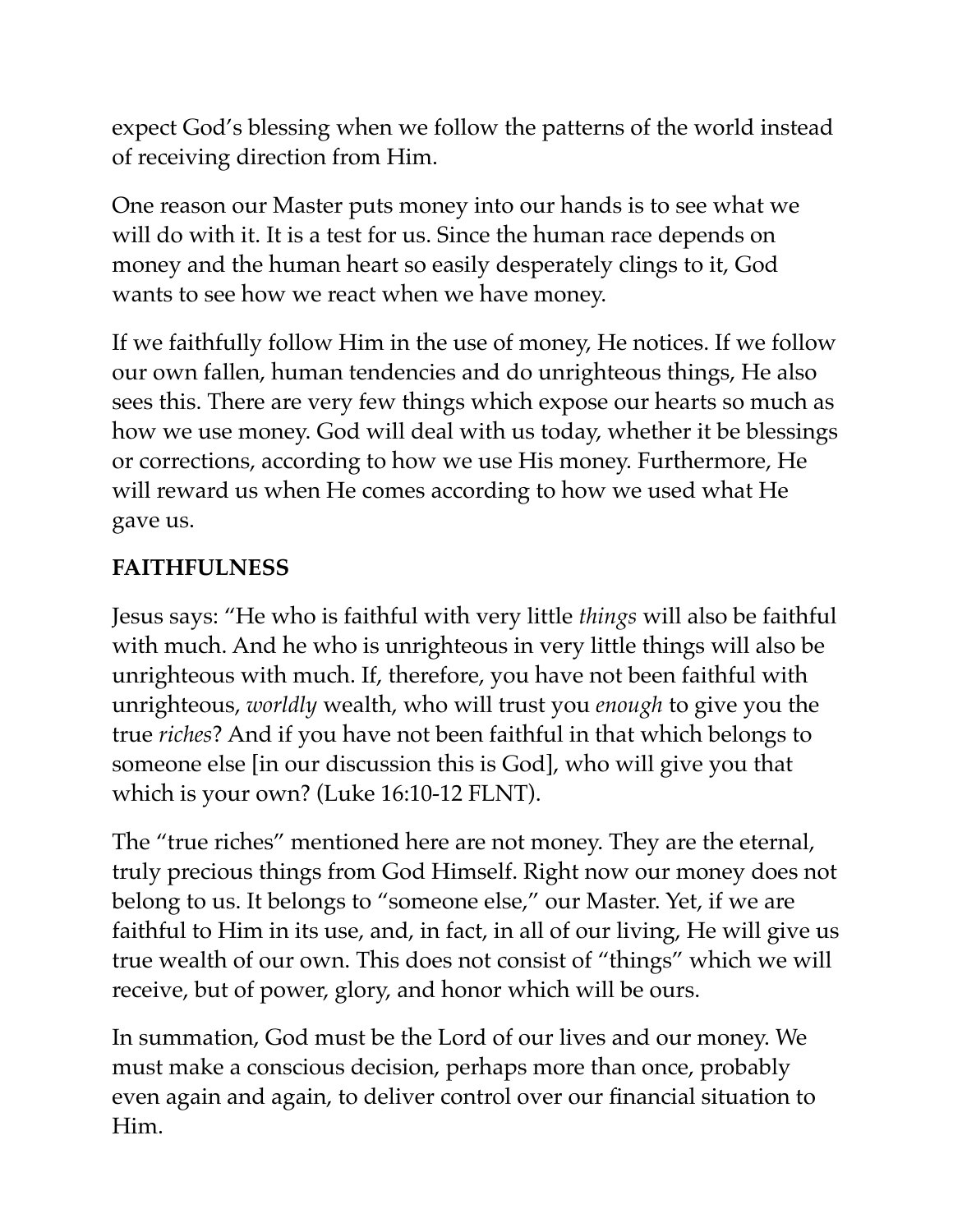expect God's blessing when we follow the patterns of the world instead of receiving direction from Him.

One reason our Master puts money into our hands is to see what we will do with it. It is a test for us. Since the human race depends on money and the human heart so easily desperately clings to it, God wants to see how we react when we have money.

If we faithfully follow Him in the use of money, He notices. If we follow our own fallen, human tendencies and do unrighteous things, He also sees this. There are very few things which expose our hearts so much as how we use money. God will deal with us today, whether it be blessings or corrections, according to how we use His money. Furthermore, He will reward us when He comes according to how we used what He gave us.

**FAITHFULNESS**

Jesus says: "He who is faithful with very little *things* will also be faithful with much. And he who is unrighteous in very little things will also be unrighteous with much. If, therefore, you have not been faithful with unrighteous, *worldly* wealth, who will trust you *enough* to give you the true *riches*? And if you have not been faithful in that which belongs to someone else [in our discussion this is God], who will give you that which is your own? (Luke 16:10-12 FLNT).

The "true riches" mentioned here are not money. They are the eternal, truly precious things from God Himself. Right now our money does not belong to us. It belongs to "someone else," our Master. Yet, if we are faithful to Him in its use, and, in fact, in all of our living, He will give us true wealth of our own. This does not consist of "things" which we will receive, but of power, glory, and honor which will be ours.

In summation, God must be the Lord of our lives and our money. We must make a conscious decision, perhaps more than once, probably even again and again, to deliver control over our financial situation to Him.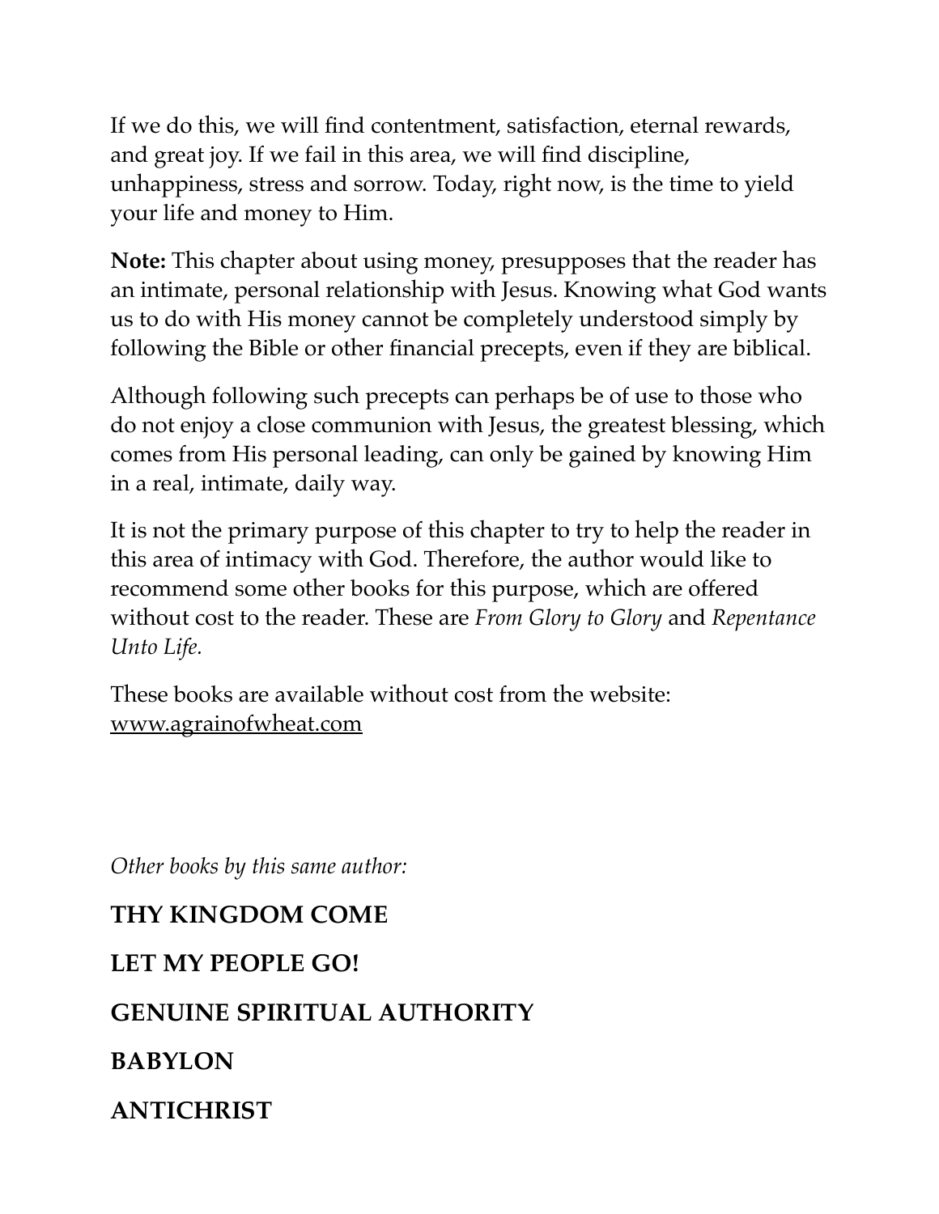If we do this, we will find contentment, satisfaction, eternal rewards, and great joy. If we fail in this area, we will find discipline, unhappiness, stress and sorrow. Today, right now, is the time to yield your life and money to Him.

**Note:** This chapter about using money, presupposes that the reader has an intimate, personal relationship with Jesus. Knowing what God wants us to do with His money cannot be completely understood simply by following the Bible or other financial precepts, even if they are biblical.

Although following such precepts can perhaps be of use to those who do not enjoy a close communion with Jesus, the greatest blessing, which comes from His personal leading, can only be gained by knowing Him in a real, intimate, daily way.

It is not the primary purpose of this chapter to try to help the reader in this area of intimacy with God. Therefore, the author would like to recommend some other books for this purpose, which are offered without cost to the reader. These are *From Glory to Glory* and *Repentance Unto Life.*

These books are available without cost from the website: www.agrainofwheat.com

*Other books by this same author:*

**THY KINGDOM COME**

**LET MY PEOPLE GO!**

**GENUINE SPIRITUAL AUTHORITY**

**BABYLON**

**ANTICHRIST**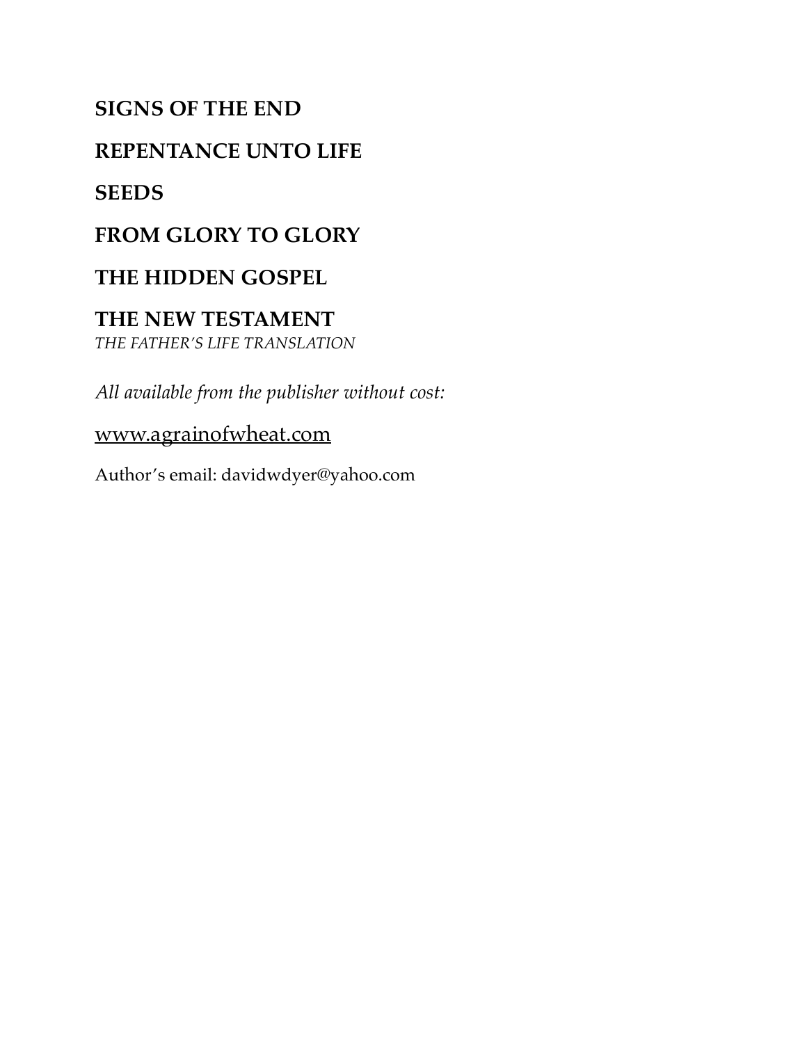**SIGNS OF THE END**

**REPENTANCE UNTO LIFE**

**SEEDS**

**FROM GLORY TO GLORY**

**THE HIDDEN GOSPEL**

**THE NEW TESTAMENT**
*THE FATHER'S LIFE TRANSLATION*

*All available from the publisher without cost:*

www.agrainofwheat.com

Author's email: davidwdyer@yahoo.com